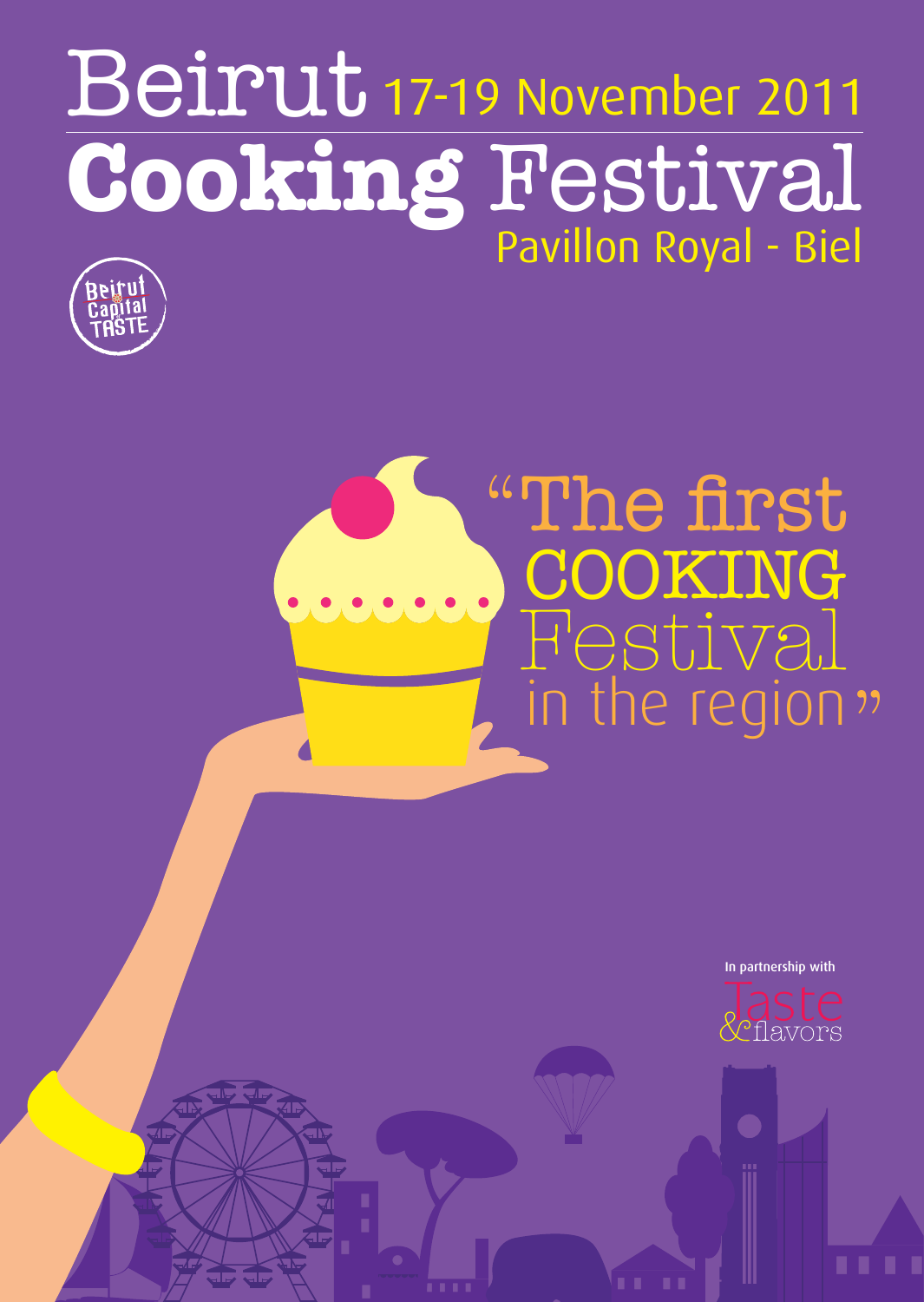# Beirut 17-19 November 2011

# Cooking Festival

Pavillon Royal - Biel

Beirut Capital TASTE

"The first COOKING Festival in the region"

In partnership with

Taste & flavors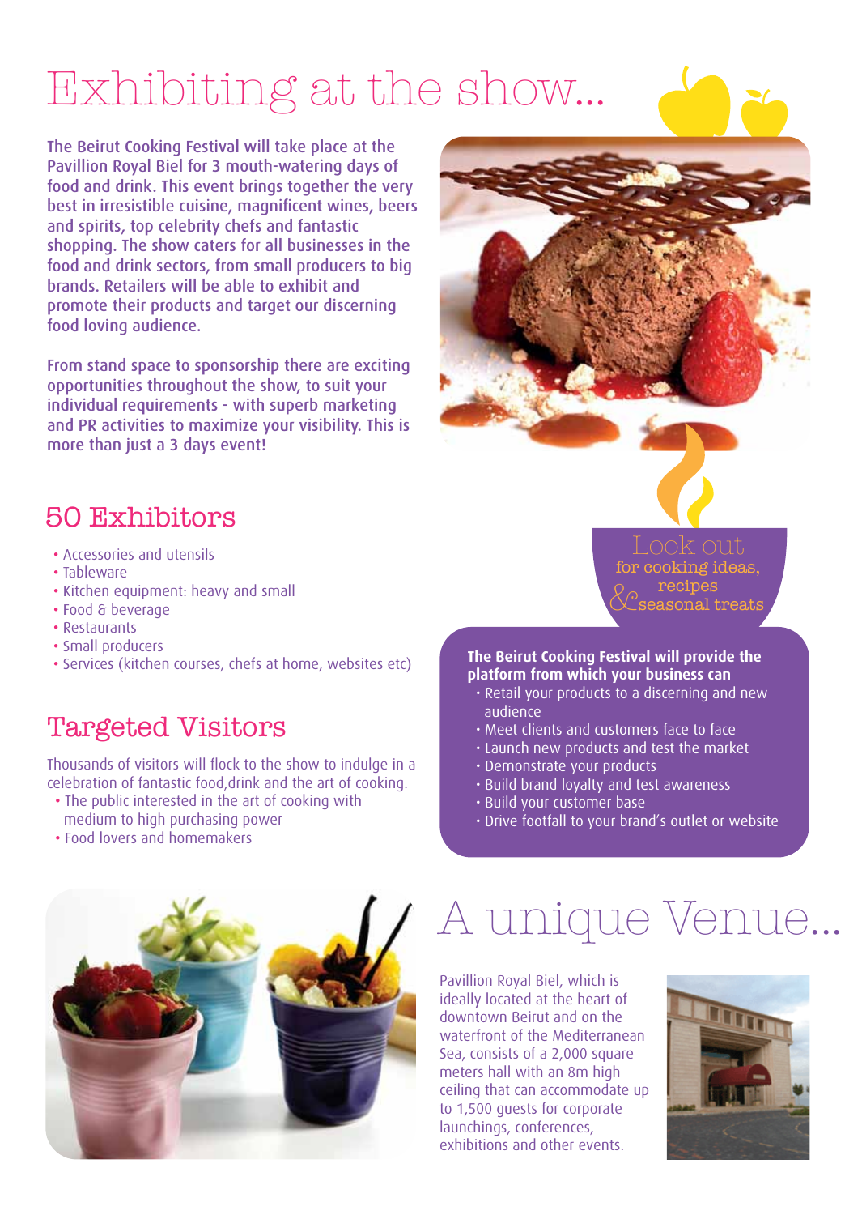# Exhibiting at the show...

The Beirut Cooking Festival will take place at the Pavillion Royal Biel for 3 mouth-watering days of food and drink. This event brings together the very best in irresistible cuisine, magnificent wines, beers and spirits, top celebrity chefs and fantastic shopping. The show caters for all businesses in the food and drink sectors, from small producers to big brands. Retailers will be able to exhibit and promote their products and target our discerning food loving audience.

From stand space to sponsorship there are exciting opportunities throughout the show, to suit your individual requirements - with superb marketing and PR activities to maximize your visibility. This is more than just a 3 days event!

## 50 Exhibitors

- Accessories and utensils
- Tableware
- Kitchen equipment: heavy and small
- Food & beverage
- Restaurants
- Small producers
- Services (kitchen courses, chefs at home, websites etc)

## Targeted Visitors

Thousands of visitors will flock to the show to indulge in a celebration of fantastic food,drink and the art of cooking.

- The public interested in the art of cooking with medium to high purchasing power
- Food lovers and homemakers

Look out for cooking ideas, recipes & seasonal treats

**The Beirut Cooking Festival will provide the platform from which your business can**

- Retail your products to a discerning and new audience
- Meet clients and customers face to face
- Launch new products and test the market
- Demonstrate your products
- Build brand loyalty and test awareness
- Build your customer base
- Drive footfall to your brand's outlet or website

# A unique Venue...

Pavillion Royal Biel, which is ideally located at the heart of downtown Beirut and on the waterfront of the Mediterranean Sea, consists of a 2,000 square meters hall with an 8m high ceiling that can accommodate up to 1,500 guests for corporate launchings, conferences, exhibitions and other events.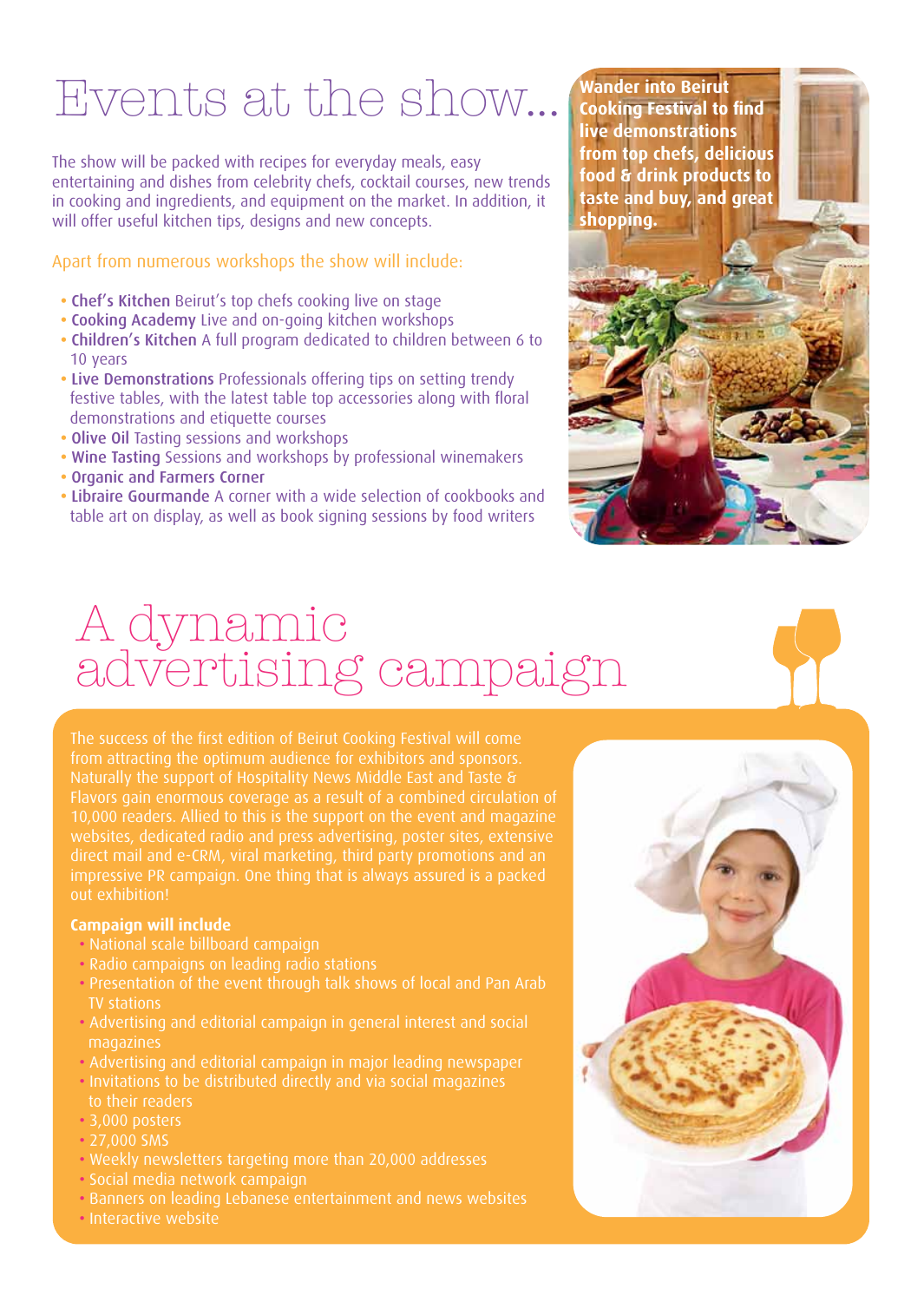# Events at the show...

The show will be packed with recipes for everyday meals, easy entertaining and dishes from celebrity chefs, cocktail courses, new trends in cooking and ingredients, and equipment on the market. In addition, it will offer useful kitchen tips, designs and new concepts.

Apart from numerous workshops the show will include:

- **Chef's Kitchen** Beirut's top chefs cooking live on stage
- **Cooking Academy** Live and on-going kitchen workshops
- **Children's Kitchen** A full program dedicated to children between 6 to 10 years
- **Live Demonstrations** Professionals offering tips on setting trendy festive tables, with the latest table top accessories along with floral demonstrations and etiquette courses
- **Olive Oil** Tasting sessions and workshops
- **Wine Tasting** Sessions and workshops by professional winemakers
- **Organic and Farmers Corner**
- **Libraire Gourmande** A corner with a wide selection of cookbooks and table art on display, as well as book signing sessions by food writers

**Wander into Beirut Cooking Festival to find live demonstrations from top chefs, delicious food & drink products to taste and buy, and great shopping.**

# A dynamic advertising campaign

The success of the first edition of Beirut Cooking Festival will come from attracting the optimum audience for exhibitors and sponsors. Naturally the support of Hospitality News Middle East and Taste & Flavors gain enormous coverage as a result of a combined circulation of 10,000 readers. Allied to this is the support on the event and magazine websites, dedicated radio and press advertising, poster sites, extensive direct mail and e-CRM, viral marketing, third party promotions and an impressive PR campaign. One thing that is always assured is a packed out exhibition!

**Campaign will include**

- National scale billboard campaign
- Radio campaigns on leading radio stations
- Presentation of the event through talk shows of local and Pan Arab TV stations
- Advertising and editorial campaign in general interest and social magazines
- Advertising and editorial campaign in major leading newspaper
- Invitations to be distributed directly and via social magazines to their readers
- 3,000 posters
- 27,000 SMS
- Weekly newsletters targeting more than 20,000 addresses
- Social media network campaign
- Banners on leading Lebanese entertainment and news websites
- Interactive website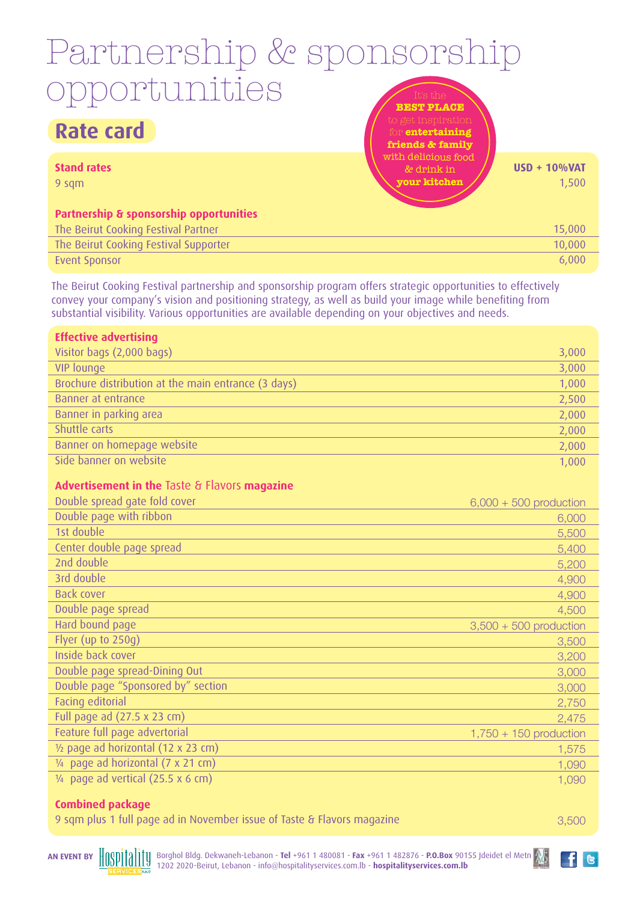# Partnership & sponsorship opportunities

## Rate card

It's the **BEST PLACE** to get inspiration for **entertaining friends & family** with delicious food & drink in **your kitchen**

| | |
|---|---|
| **Stand rates** | **USD + 10%VAT** |
| 9 sqm | 1,500 |
| **Partnership & sponsorship opportunities** | |
| The Beirut Cooking Festival Partner | 15,000 |
| The Beirut Cooking Festival Supporter | 10,000 |
| Event Sponsor | 6,000 |

The Beirut Cooking Festival partnership and sponsorship program offers strategic opportunities to effectively convey your company's vision and positioning strategy, as well as build your image while benefiting from substantial visibility. Various opportunities are available depending on your objectives and needs.

| | |
|---|---|
| **Effective advertising** | |
| Visitor bags (2,000 bags) | 3,000 |
| VIP lounge | 3,000 |
| Brochure distribution at the main entrance (3 days) | 1,000 |
| Banner at entrance | 2,500 |
| Banner in parking area | 2,000 |
| Shuttle carts | 2,000 |
| Banner on homepage website | 2,000 |
| Side banner on website | 1,000 |
| **Advertisement in the Taste & Flavors magazine** | |
| Double spread gate fold cover | 6,000 + 500 production |
| Double page with ribbon | 6,000 |
| 1st double | 5,500 |
| Center double page spread | 5,400 |
| 2nd double | 5,200 |
| 3rd double | 4,900 |
| Back cover | 4,900 |
| Double page spread | 4,500 |
| Hard bound page | 3,500 + 500 production |
| Flyer (up to 250g) | 3,500 |
| Inside back cover | 3,200 |
| Double page spread-Dining Out | 3,000 |
| Double page "Sponsored by" section | 3,000 |
| Facing editorial | 2,750 |
| Full page ad (27.5 x 23 cm) | 2,475 |
| Feature full page advertorial | 1,750 + 150 production |
| ½ page ad horizontal (12 x 23 cm) | 1,575 |
| ¼ page ad horizontal (7 x 21 cm) | 1,090 |
| ¼ page ad vertical (25.5 x 6 cm) | 1,090 |
| **Combined package** | |
| 9 sqm plus 1 full page ad in November issue of Taste & Flavors magazine | 3,500 |

AN EVENT BY Hospitality SERVICES s.a.r.l. Borghol Bldg. Dekwaneh-Lebanon - **Tel** +961 1 480081 - **Fax** +961 1 482876 - **P.O.Box** 90155 Jdeidet el Metn 1202 2020-Beirut, Lebanon - info@hospitalityservices.com.lb - **hospitalityservices.com.lb**